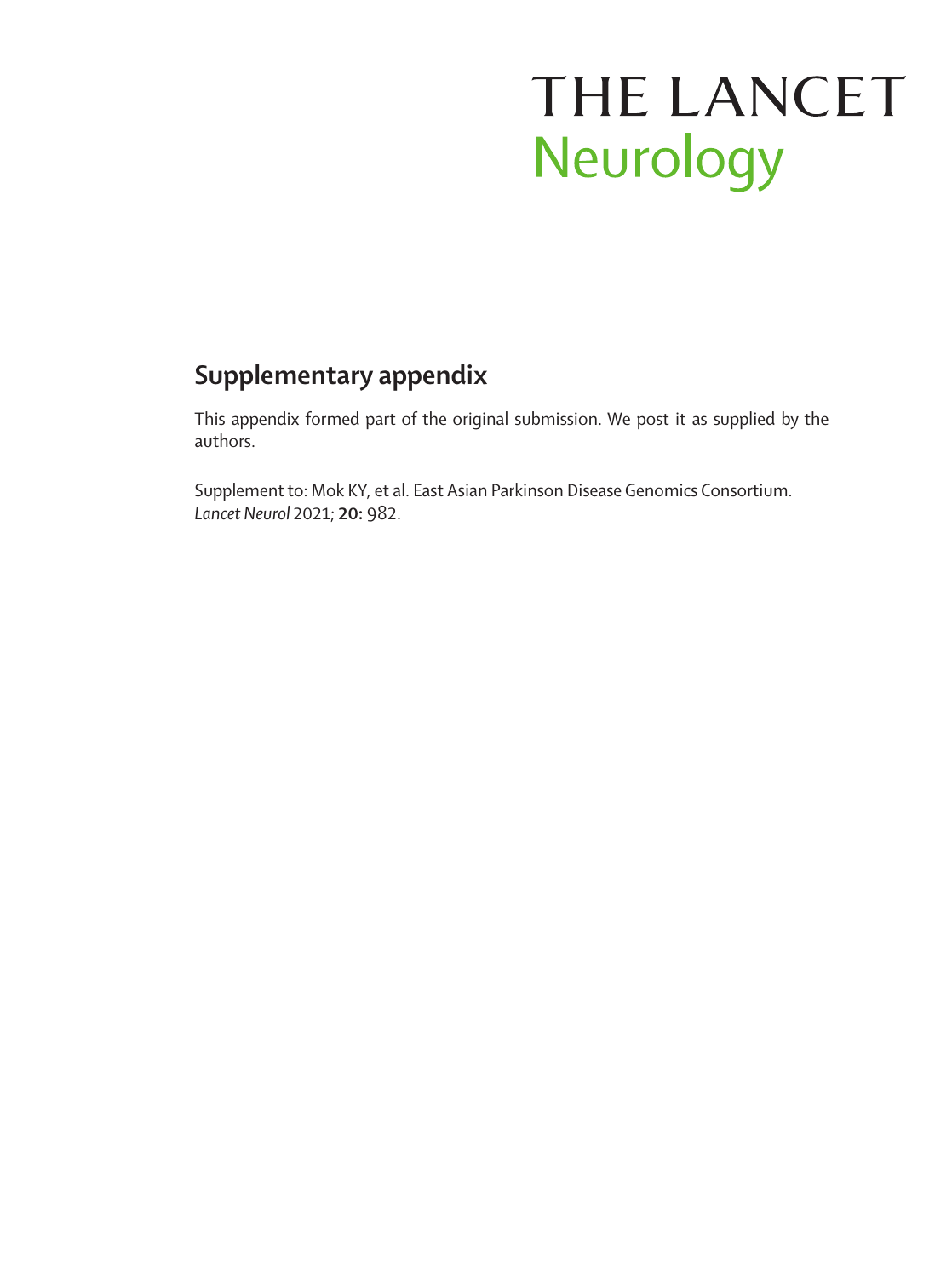# THE LANCET
# Neurology

## Supplementary appendix

This appendix formed part of the original submission. We post it as supplied by the authors.

Supplement to: Mok KY, et al. East Asian Parkinson Disease Genomics Consortium. *Lancet Neurol* 2021; **20:** 982.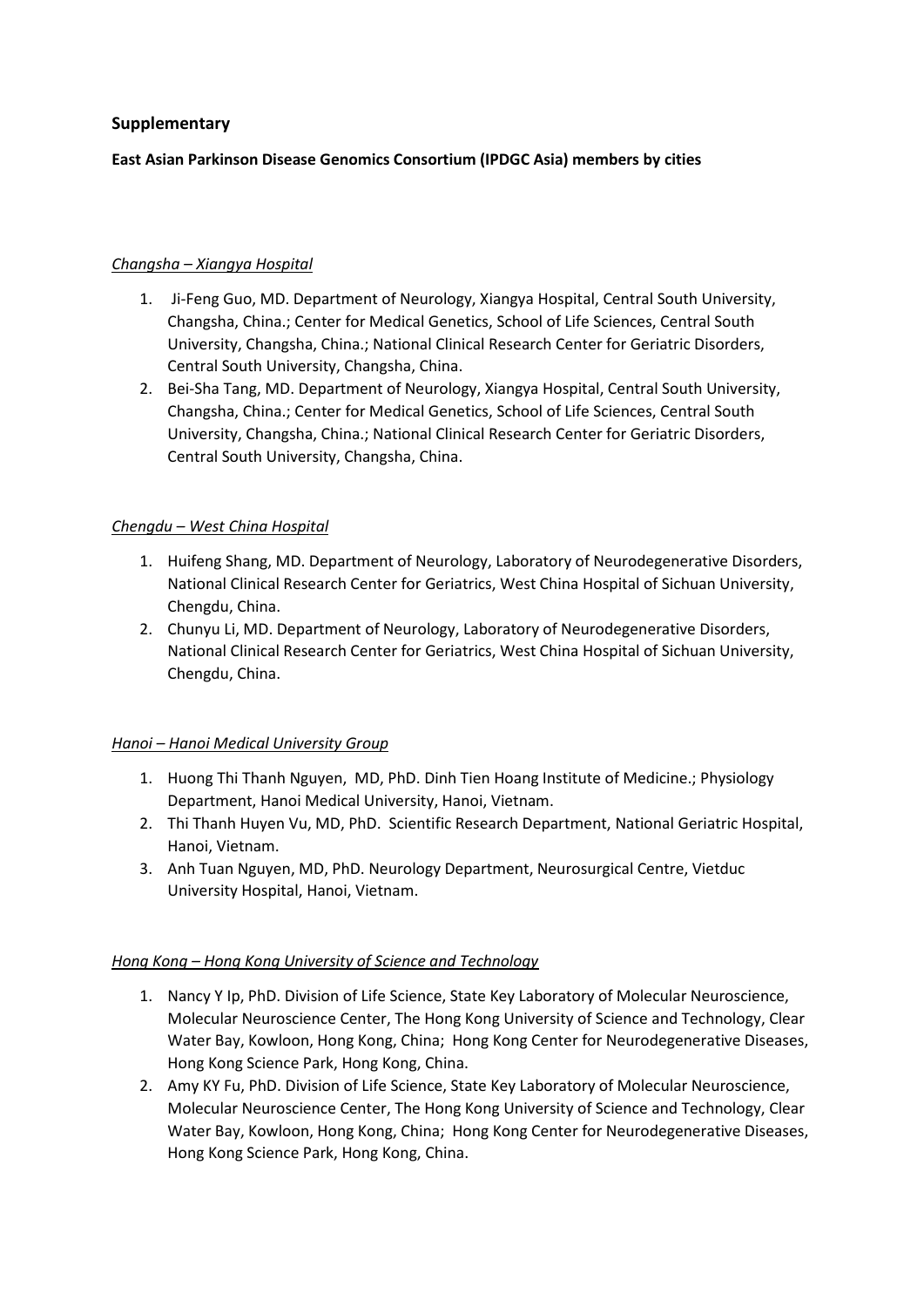## Supplementary

**East Asian Parkinson Disease Genomics Consortium (IPDGC Asia) members by cities**

*Changsha – Xiangya Hospital*

1. Ji-Feng Guo, MD. Department of Neurology, Xiangya Hospital, Central South University, Changsha, China.; Center for Medical Genetics, School of Life Sciences, Central South University, Changsha, China.; National Clinical Research Center for Geriatric Disorders, Central South University, Changsha, China.
2. Bei-Sha Tang, MD. Department of Neurology, Xiangya Hospital, Central South University, Changsha, China.; Center for Medical Genetics, School of Life Sciences, Central South University, Changsha, China.; National Clinical Research Center for Geriatric Disorders, Central South University, Changsha, China.

*Chengdu – West China Hospital*

1. Huifeng Shang, MD. Department of Neurology, Laboratory of Neurodegenerative Disorders, National Clinical Research Center for Geriatrics, West China Hospital of Sichuan University, Chengdu, China.
2. Chunyu Li, MD. Department of Neurology, Laboratory of Neurodegenerative Disorders, National Clinical Research Center for Geriatrics, West China Hospital of Sichuan University, Chengdu, China.

*Hanoi – Hanoi Medical University Group*

1. Huong Thi Thanh Nguyen, MD, PhD. Dinh Tien Hoang Institute of Medicine.; Physiology Department, Hanoi Medical University, Hanoi, Vietnam.
2. Thi Thanh Huyen Vu, MD, PhD. Scientific Research Department, National Geriatric Hospital, Hanoi, Vietnam.
3. Anh Tuan Nguyen, MD, PhD. Neurology Department, Neurosurgical Centre, Vietduc University Hospital, Hanoi, Vietnam.

*Hong Kong – Hong Kong University of Science and Technology*

1. Nancy Y Ip, PhD. Division of Life Science, State Key Laboratory of Molecular Neuroscience, Molecular Neuroscience Center, The Hong Kong University of Science and Technology, Clear Water Bay, Kowloon, Hong Kong, China; Hong Kong Center for Neurodegenerative Diseases, Hong Kong Science Park, Hong Kong, China.
2. Amy KY Fu, PhD. Division of Life Science, State Key Laboratory of Molecular Neuroscience, Molecular Neuroscience Center, The Hong Kong University of Science and Technology, Clear Water Bay, Kowloon, Hong Kong, China; Hong Kong Center for Neurodegenerative Diseases, Hong Kong Science Park, Hong Kong, China.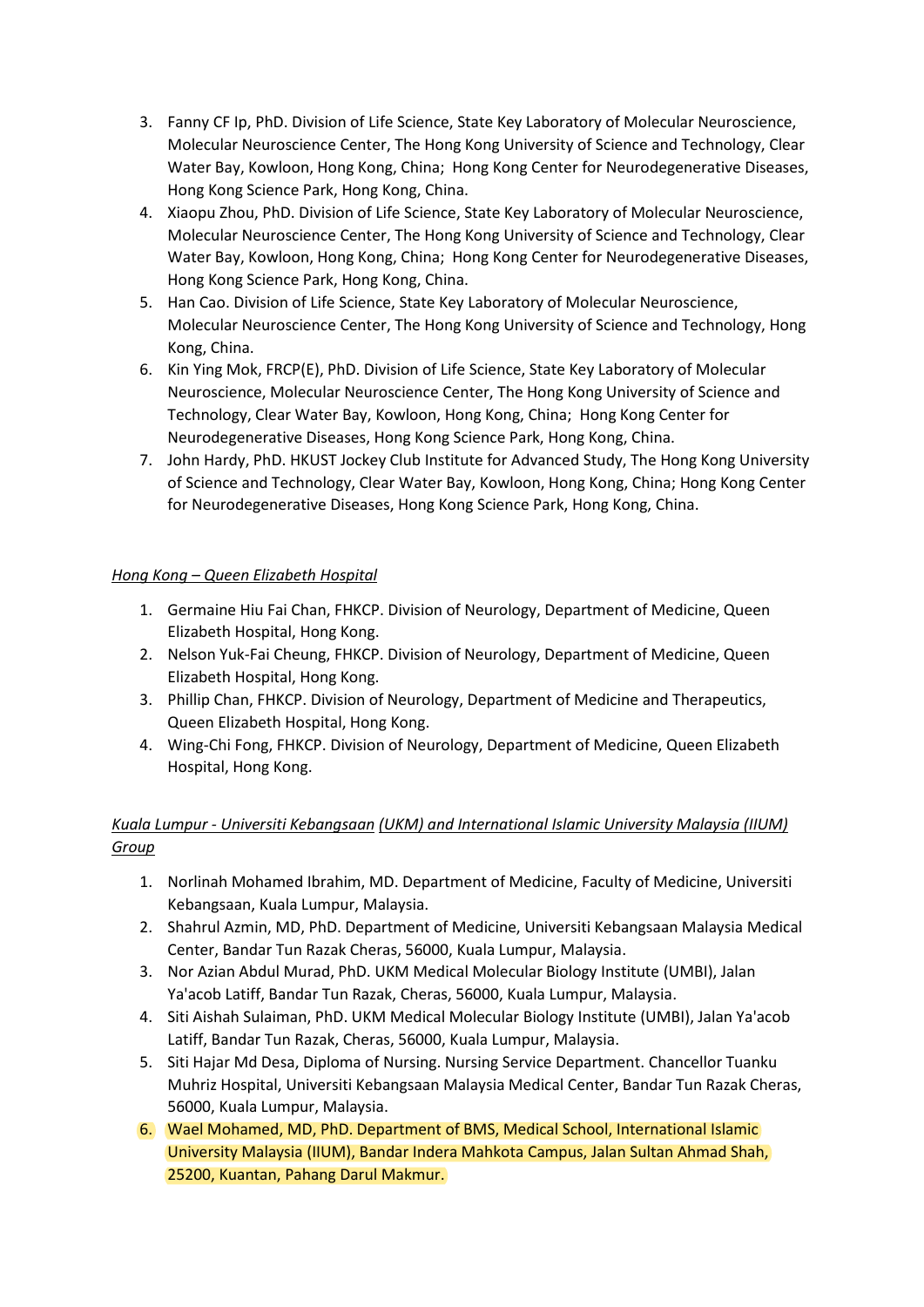3. Fanny CF Ip, PhD. Division of Life Science, State Key Laboratory of Molecular Neuroscience, Molecular Neuroscience Center, The Hong Kong University of Science and Technology, Clear Water Bay, Kowloon, Hong Kong, China; Hong Kong Center for Neurodegenerative Diseases, Hong Kong Science Park, Hong Kong, China.
4. Xiaopu Zhou, PhD. Division of Life Science, State Key Laboratory of Molecular Neuroscience, Molecular Neuroscience Center, The Hong Kong University of Science and Technology, Clear Water Bay, Kowloon, Hong Kong, China; Hong Kong Center for Neurodegenerative Diseases, Hong Kong Science Park, Hong Kong, China.
5. Han Cao. Division of Life Science, State Key Laboratory of Molecular Neuroscience, Molecular Neuroscience Center, The Hong Kong University of Science and Technology, Hong Kong, China.
6. Kin Ying Mok, FRCP(E), PhD. Division of Life Science, State Key Laboratory of Molecular Neuroscience, Molecular Neuroscience Center, The Hong Kong University of Science and Technology, Clear Water Bay, Kowloon, Hong Kong, China; Hong Kong Center for Neurodegenerative Diseases, Hong Kong Science Park, Hong Kong, China.
7. John Hardy, PhD. HKUST Jockey Club Institute for Advanced Study, The Hong Kong University of Science and Technology, Clear Water Bay, Kowloon, Hong Kong, China; Hong Kong Center for Neurodegenerative Diseases, Hong Kong Science Park, Hong Kong, China.

*Hong Kong – Queen Elizabeth Hospital*

1. Germaine Hiu Fai Chan, FHKCP. Division of Neurology, Department of Medicine, Queen Elizabeth Hospital, Hong Kong.
2. Nelson Yuk-Fai Cheung, FHKCP. Division of Neurology, Department of Medicine, Queen Elizabeth Hospital, Hong Kong.
3. Phillip Chan, FHKCP. Division of Neurology, Department of Medicine and Therapeutics, Queen Elizabeth Hospital, Hong Kong.
4. Wing-Chi Fong, FHKCP. Division of Neurology, Department of Medicine, Queen Elizabeth Hospital, Hong Kong.

*Kuala Lumpur - Universiti Kebangsaan (UKM) and International Islamic University Malaysia (IIUM) Group*

1. Norlinah Mohamed Ibrahim, MD. Department of Medicine, Faculty of Medicine, Universiti Kebangsaan, Kuala Lumpur, Malaysia.
2. Shahrul Azmin, MD, PhD. Department of Medicine, Universiti Kebangsaan Malaysia Medical Center, Bandar Tun Razak Cheras, 56000, Kuala Lumpur, Malaysia.
3. Nor Azian Abdul Murad, PhD. UKM Medical Molecular Biology Institute (UMBI), Jalan Ya'acob Latiff, Bandar Tun Razak, Cheras, 56000, Kuala Lumpur, Malaysia.
4. Siti Aishah Sulaiman, PhD. UKM Medical Molecular Biology Institute (UMBI), Jalan Ya'acob Latiff, Bandar Tun Razak, Cheras, 56000, Kuala Lumpur, Malaysia.
5. Siti Hajar Md Desa, Diploma of Nursing. Nursing Service Department. Chancellor Tuanku Muhriz Hospital, Universiti Kebangsaan Malaysia Medical Center, Bandar Tun Razak Cheras, 56000, Kuala Lumpur, Malaysia.
6. Wael Mohamed, MD, PhD. Department of BMS, Medical School, International Islamic University Malaysia (IIUM), Bandar Indera Mahkota Campus, Jalan Sultan Ahmad Shah, 25200, Kuantan, Pahang Darul Makmur.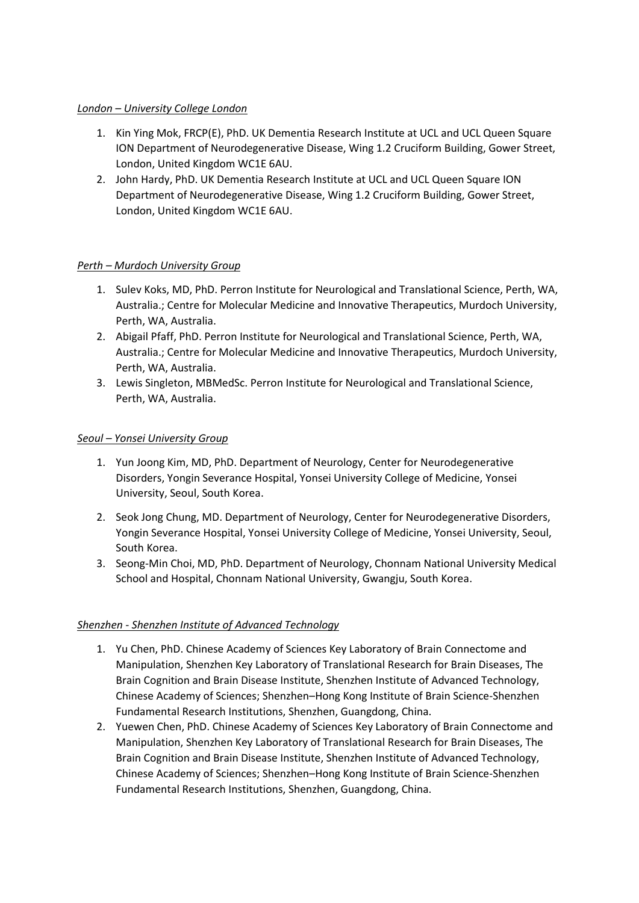*London – University College London*

1. Kin Ying Mok, FRCP(E), PhD. UK Dementia Research Institute at UCL and UCL Queen Square ION Department of Neurodegenerative Disease, Wing 1.2 Cruciform Building, Gower Street, London, United Kingdom WC1E 6AU.
2. John Hardy, PhD. UK Dementia Research Institute at UCL and UCL Queen Square ION Department of Neurodegenerative Disease, Wing 1.2 Cruciform Building, Gower Street, London, United Kingdom WC1E 6AU.

*Perth – Murdoch University Group*

1. Sulev Koks, MD, PhD. Perron Institute for Neurological and Translational Science, Perth, WA, Australia.; Centre for Molecular Medicine and Innovative Therapeutics, Murdoch University, Perth, WA, Australia.
2. Abigail Pfaff, PhD. Perron Institute for Neurological and Translational Science, Perth, WA, Australia.; Centre for Molecular Medicine and Innovative Therapeutics, Murdoch University, Perth, WA, Australia.
3. Lewis Singleton, MBMedSc. Perron Institute for Neurological and Translational Science, Perth, WA, Australia.

*Seoul – Yonsei University Group*

1. Yun Joong Kim, MD, PhD. Department of Neurology, Center for Neurodegenerative Disorders, Yongin Severance Hospital, Yonsei University College of Medicine, Yonsei University, Seoul, South Korea.
2. Seok Jong Chung, MD. Department of Neurology, Center for Neurodegenerative Disorders, Yongin Severance Hospital, Yonsei University College of Medicine, Yonsei University, Seoul, South Korea.
3. Seong-Min Choi, MD, PhD. Department of Neurology, Chonnam National University Medical School and Hospital, Chonnam National University, Gwangju, South Korea.

*Shenzhen - Shenzhen Institute of Advanced Technology*

1. Yu Chen, PhD. Chinese Academy of Sciences Key Laboratory of Brain Connectome and Manipulation, Shenzhen Key Laboratory of Translational Research for Brain Diseases, The Brain Cognition and Brain Disease Institute, Shenzhen Institute of Advanced Technology, Chinese Academy of Sciences; Shenzhen–Hong Kong Institute of Brain Science-Shenzhen Fundamental Research Institutions, Shenzhen, Guangdong, China.
2. Yuewen Chen, PhD. Chinese Academy of Sciences Key Laboratory of Brain Connectome and Manipulation, Shenzhen Key Laboratory of Translational Research for Brain Diseases, The Brain Cognition and Brain Disease Institute, Shenzhen Institute of Advanced Technology, Chinese Academy of Sciences; Shenzhen–Hong Kong Institute of Brain Science-Shenzhen Fundamental Research Institutions, Shenzhen, Guangdong, China.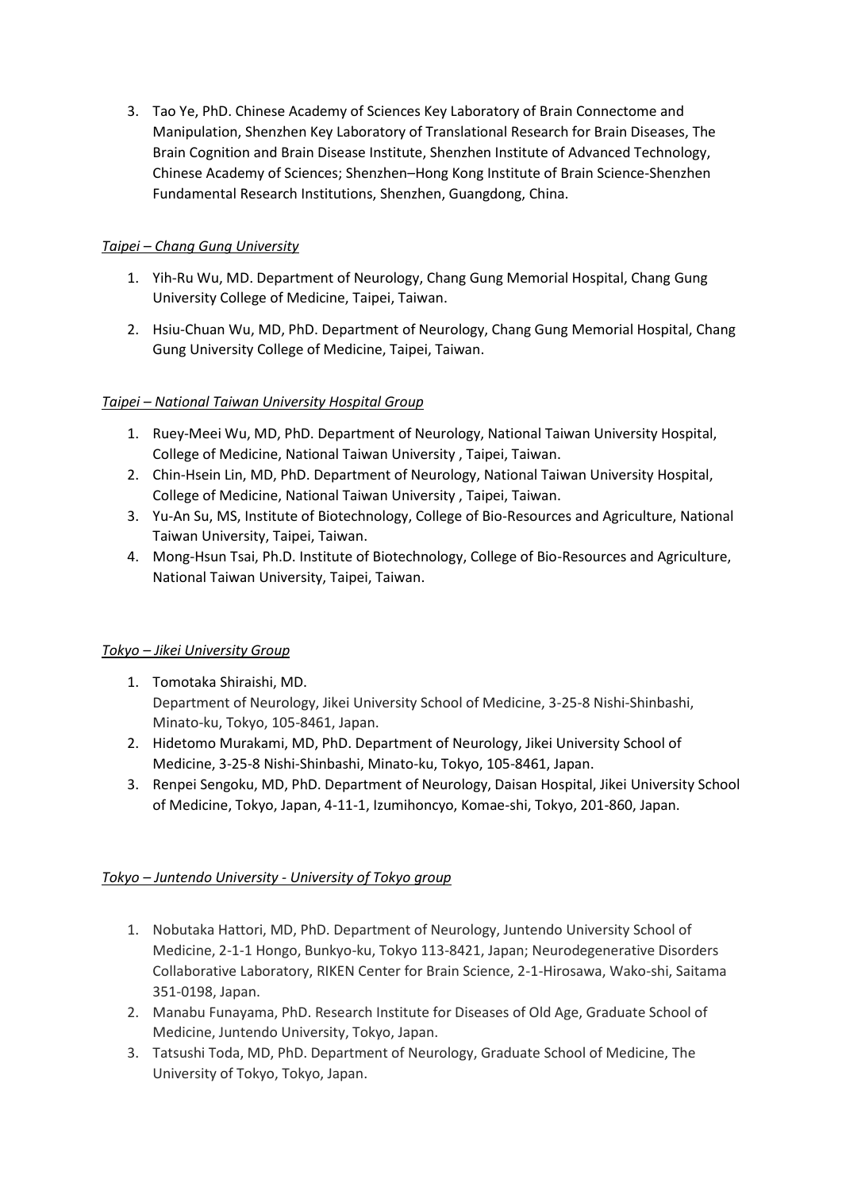3. Tao Ye, PhD. Chinese Academy of Sciences Key Laboratory of Brain Connectome and Manipulation, Shenzhen Key Laboratory of Translational Research for Brain Diseases, The Brain Cognition and Brain Disease Institute, Shenzhen Institute of Advanced Technology, Chinese Academy of Sciences; Shenzhen–Hong Kong Institute of Brain Science-Shenzhen Fundamental Research Institutions, Shenzhen, Guangdong, China.

*Taipei – Chang Gung University*

1. Yih-Ru Wu, MD. Department of Neurology, Chang Gung Memorial Hospital, Chang Gung University College of Medicine, Taipei, Taiwan.
2. Hsiu-Chuan Wu, MD, PhD. Department of Neurology, Chang Gung Memorial Hospital, Chang Gung University College of Medicine, Taipei, Taiwan.

*Taipei – National Taiwan University Hospital Group*

1. Ruey-Meei Wu, MD, PhD. Department of Neurology, National Taiwan University Hospital, College of Medicine, National Taiwan University , Taipei, Taiwan.
2. Chin-Hsein Lin, MD, PhD. Department of Neurology, National Taiwan University Hospital, College of Medicine, National Taiwan University , Taipei, Taiwan.
3. Yu-An Su, MS, Institute of Biotechnology, College of Bio-Resources and Agriculture, National Taiwan University, Taipei, Taiwan.
4. Mong-Hsun Tsai, Ph.D. Institute of Biotechnology, College of Bio-Resources and Agriculture, National Taiwan University, Taipei, Taiwan.

*Tokyo – Jikei University Group*

1. Tomotaka Shiraishi, MD.
   Department of Neurology, Jikei University School of Medicine, 3-25-8 Nishi-Shinbashi, Minato-ku, Tokyo, 105-8461, Japan.
2. Hidetomo Murakami, MD, PhD. Department of Neurology, Jikei University School of Medicine, 3-25-8 Nishi-Shinbashi, Minato-ku, Tokyo, 105-8461, Japan.
3. Renpei Sengoku, MD, PhD. Department of Neurology, Daisan Hospital, Jikei University School of Medicine, Tokyo, Japan, 4-11-1, Izumihoncyo, Komae-shi, Tokyo, 201-860, Japan.

*Tokyo – Juntendo University - University of Tokyo group*

1. Nobutaka Hattori, MD, PhD. Department of Neurology, Juntendo University School of Medicine, 2-1-1 Hongo, Bunkyo-ku, Tokyo 113-8421, Japan; Neurodegenerative Disorders Collaborative Laboratory, RIKEN Center for Brain Science, 2-1-Hirosawa, Wako-shi, Saitama 351-0198, Japan.
2. Manabu Funayama, PhD. Research Institute for Diseases of Old Age, Graduate School of Medicine, Juntendo University, Tokyo, Japan.
3. Tatsushi Toda, MD, PhD. Department of Neurology, Graduate School of Medicine, The University of Tokyo, Tokyo, Japan.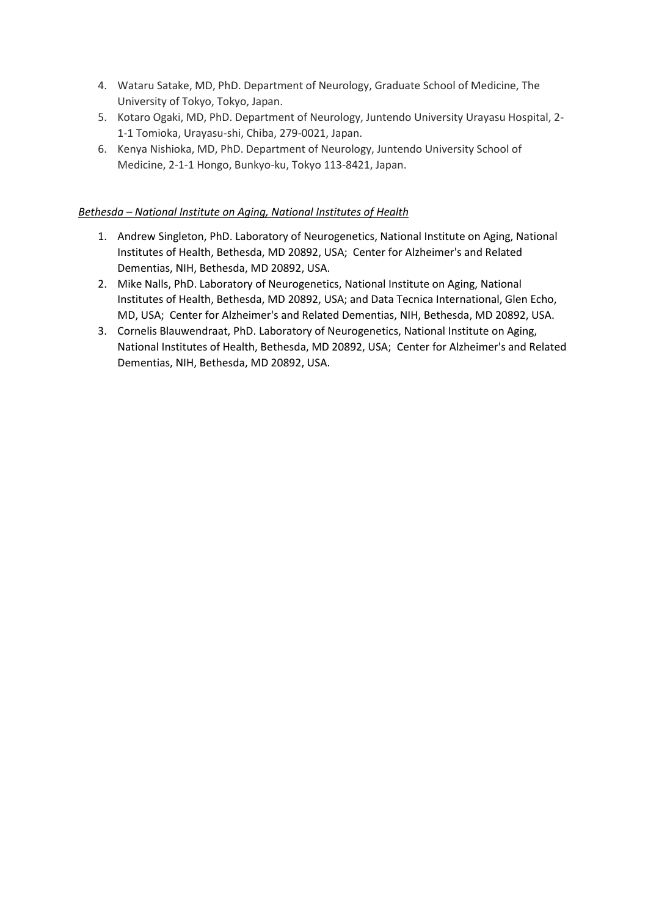4. Wataru Satake, MD, PhD. Department of Neurology, Graduate School of Medicine, The University of Tokyo, Tokyo, Japan.
5. Kotaro Ogaki, MD, PhD. Department of Neurology, Juntendo University Urayasu Hospital, 2-1-1 Tomioka, Urayasu-shi, Chiba, 279-0021, Japan.
6. Kenya Nishioka, MD, PhD. Department of Neurology, Juntendo University School of Medicine, 2-1-1 Hongo, Bunkyo-ku, Tokyo 113-8421, Japan.

*Bethesda – National Institute on Aging, National Institutes of Health*

1. Andrew Singleton, PhD. Laboratory of Neurogenetics, National Institute on Aging, National Institutes of Health, Bethesda, MD 20892, USA; Center for Alzheimer's and Related Dementias, NIH, Bethesda, MD 20892, USA.
2. Mike Nalls, PhD. Laboratory of Neurogenetics, National Institute on Aging, National Institutes of Health, Bethesda, MD 20892, USA; and Data Tecnica International, Glen Echo, MD, USA; Center for Alzheimer's and Related Dementias, NIH, Bethesda, MD 20892, USA.
3. Cornelis Blauwendraat, PhD. Laboratory of Neurogenetics, National Institute on Aging, National Institutes of Health, Bethesda, MD 20892, USA; Center for Alzheimer's and Related Dementias, NIH, Bethesda, MD 20892, USA.